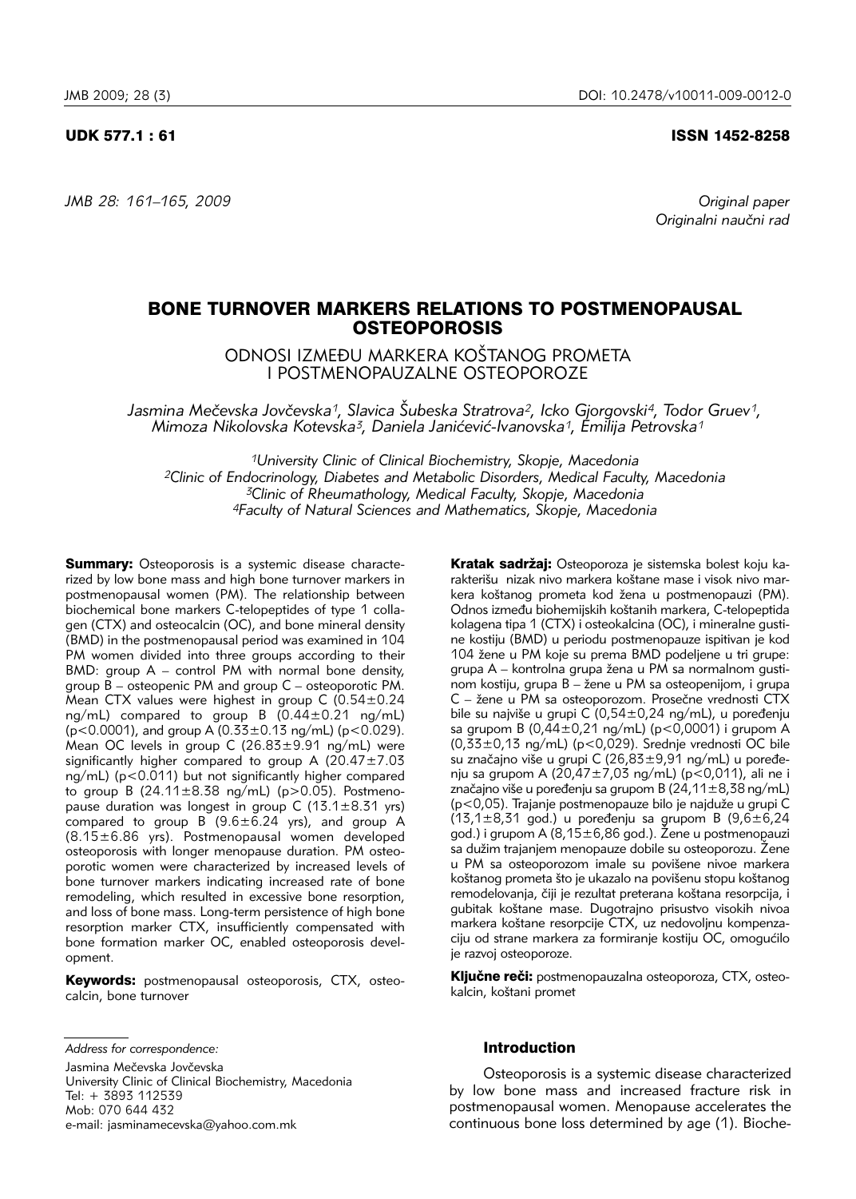UDK 577.1 : 61 ISSN 1452-8258

*Original paper*
*Originalni naučni rad*

# BONE TURNOVER MARKERS RELATIONS TO POSTMENOPAUSAL OSTEOPOROSIS

## ODNOSI IZMEĐU MARKERA KOŠTANOG PROMETA I POSTMENOPAUZALNE OSTEOPOROZE

*Jasmina Mečevska Jovčevska[1], Slavica Šubeska Stratrova[2], Icko Gjorgovski[4], Todor Gruev[1], Mimoza Nikolovska Kotevska[3], Daniela Janićević-Ivanovska[1], Emilija Petrovska[1]*

*[1]University Clinic of Clinical Biochemistry, Skopje, Macedonia*
*[2]Clinic of Endocrinology, Diabetes and Metabolic Disorders, Medical Faculty, Macedonia*
*[3]Clinic of Rheumathology, Medical Faculty, Skopje, Macedonia*
*[4]Faculty of Natural Sciences and Mathematics, Skopje, Macedonia*

**Summary:** Osteoporosis is a systemic disease characterized by low bone mass and high bone turnover markers in postmenopausal women (PM). The relationship between biochemical bone markers C-telopeptides of type 1 collagen (CTX) and osteocalcin (OC), and bone mineral density (BMD) in the postmenopausal period was examined in 104 PM women divided into three groups according to their BMD: group A – control PM with normal bone density, group B – osteopenic PM and group C – osteoporotic PM. Mean CTX values were highest in group C (0.54±0.24 ng/mL) compared to group B (0.44±0.21 ng/mL) ($p<0.0001$), and group A (0.33±0.13 ng/mL) ($p<0.029$). Mean OC levels in group C (26.83±9.91 ng/mL) were significantly higher compared to group A (20.47±7.03 ng/mL) ($p<0.011$) but not significantly higher compared to group B (24.11±8.38 ng/mL) ($p>0.05$). Postmenopause duration was longest in group C (13.1±8.31 yrs) compared to group B (9.6±6.24 yrs), and group A (8.15±6.86 yrs). Postmenopausal women developed osteoporosis with longer menopause duration. PM osteoporotic women were characterized by increased levels of bone turnover markers indicating increased rate of bone remodeling, which resulted in excessive bone resorption, and loss of bone mass. Long-term persistence of high bone resorption marker CTX, insufficiently compensated with bone formation marker OC, enabled osteoporosis development.

**Keywords:** postmenopausal osteoporosis, CTX, osteocalcin, bone turnover

**Kratak sadržaj:** Osteoporoza je sistemska bolest koju karakterišu nizak nivo markera koštane mase i visok nivo markera koštanog prometa kod žena u postmenopauzi (PM). Odnos između biohemijskih koštanih markera, C-telopeptida kolagena tipa 1 (CTX) i osteokalcina (OC), i mineralne gustine kostiju (BMD) u periodu postmenopauze ispitivan je kod 104 žene u PM koje su prema BMD podeljene u tri grupe: grupa A – kontrolna grupa žena u PM sa normalnom gustinom kostiju, grupa B – žene u PM sa osteopenijom, i grupa C – žene u PM sa osteoporozom. Prosečne vrednosti CTX bile su najviše u grupi C (0,54±0,24 ng/mL), u poređenju sa grupom B (0,44±0,21 ng/mL) ($p<0,0001$) i grupom A (0,33±0,13 ng/mL) ($p<0,029$). Srednje vrednosti OC bile su značajno više u grupi C (26,83±9,91 ng/mL) u poređenju sa grupom A (20,47±7,03 ng/mL) ($p<0,011$), ali ne i značajno više u poređenju sa grupom B (24,11±8,38 ng/mL) ($p<0,05$). Trajanje postmenopauze bilo je najduže u grupi C (13,1±8,31 god.) u poređenju sa grupom B (9,6±6,24 god.) i grupom A (8,15±6,86 god.). Žene u postmenopauzi sa dužim trajanjem menopauze dobile su osteoporozu. Žene u PM sa osteoporozom imale su povišene nivoe markera koštanog prometa što je ukazalo na povišenu stopu koštanog remodelovanja, čiji je rezultat preterana koštana resorpcija, i gubitak koštane mase. Dugotrajno prisustvo visokih nivoa markera koštane resorpcije CTX, uz nedovoljnu kompenzaciju od strane markera za formiranje kostiju OC, omogućilo je razvoj osteoporoze.

**Ključne reči:** postmenopauzalna osteoporoza, CTX, osteokalcin, koštani promet

*Address for correspondence:*

Jasmina Mečevska Jovčevska
University Clinic of Clinical Biochemistry, Macedonia
Tel: + 3893 112539
Mob: 070 644 432
e-mail: jasminamecevska@yahoo.com.mk

## Introduction

Osteoporosis is a systemic disease characterized by low bone mass and increased fracture risk in postmenopausal women. Menopause accelerates the continuous bone loss determined by age (1). Bioche-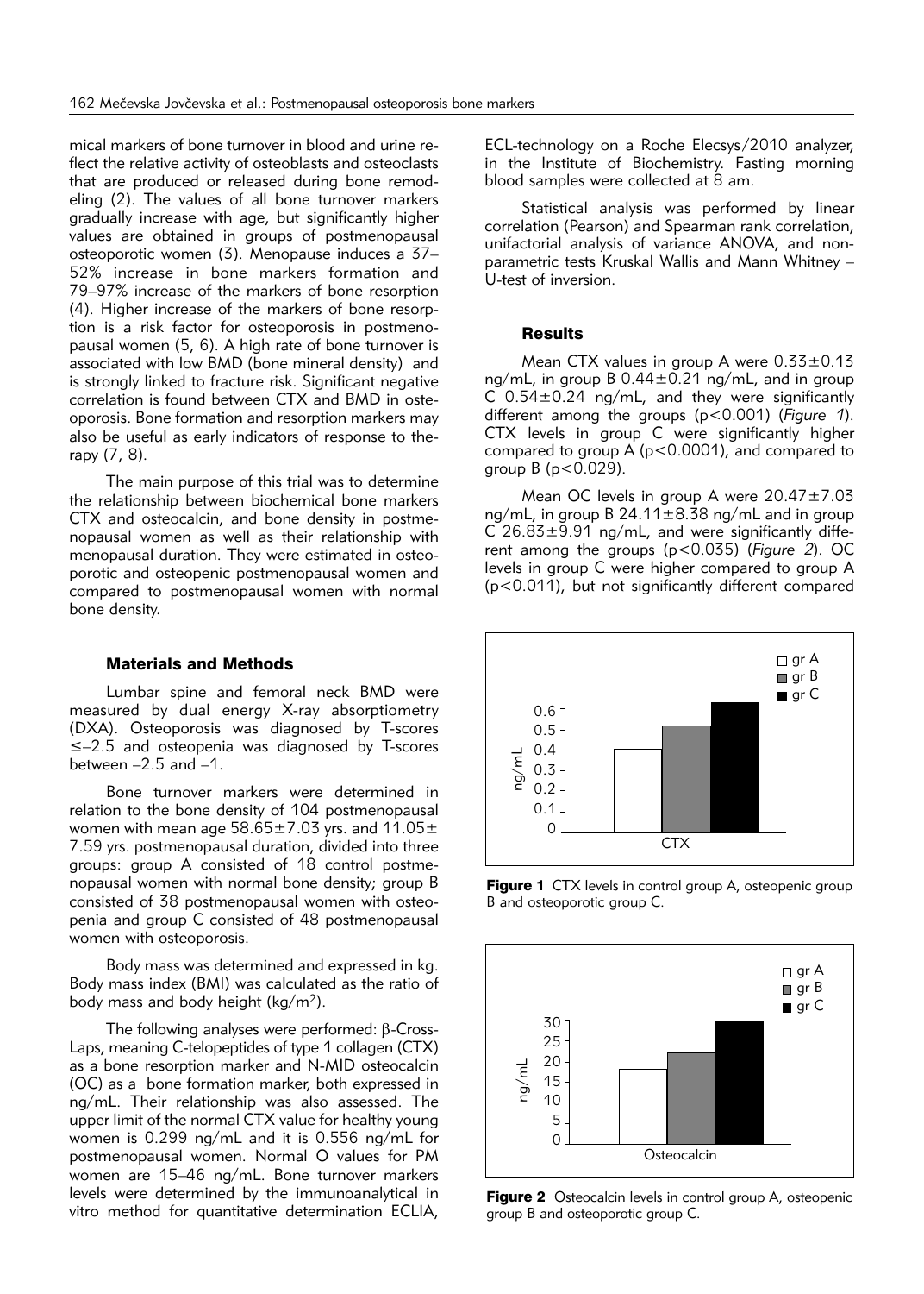mical markers of bone turnover in blood and urine reflect the relative activity of osteoblasts and osteoclasts that are produced or released during bone remodeling (2). The values of all bone turnover markers gradually increase with age, but significantly higher values are obtained in groups of postmenopausal osteoporotic women (3). Menopause induces a 37–52% increase in bone markers formation and 79–97% increase of the markers of bone resorption (4). Higher increase of the markers of bone resorption is a risk factor for osteoporosis in postmenopausal women (5, 6). A high rate of bone turnover is associated with low BMD (bone mineral density) and is strongly linked to fracture risk. Significant negative correlation is found between CTX and BMD in osteoporosis. Bone formation and resorption markers may also be useful as early indicators of response to therapy (7, 8).

The main purpose of this trial was to determine the relationship between biochemical bone markers CTX and osteocalcin, and bone density in postmenopausal women as well as their relationship with menopausal duration. They were estimated in osteoporotic and osteopenic postmenopausal women and compared to postmenopausal women with normal bone density.

## Materials and Methods

Lumbar spine and femoral neck BMD were measured by dual energy X-ray absorptiometry (DXA). Osteoporosis was diagnosed by T-scores ≤–2.5 and osteopenia was diagnosed by T-scores between –2.5 and –1.

Bone turnover markers were determined in relation to the bone density of 104 postmenopausal women with mean age 58.65±7.03 yrs. and 11.05±7.59 yrs. postmenopausal duration, divided into three groups: group A consisted of 18 control postmenopausal women with normal bone density; group B consisted of 38 postmenopausal women with osteopenia and group C consisted of 48 postmenopausal women with osteoporosis.

Body mass was determined and expressed in kg. Body mass index (BMI) was calculated as the ratio of body mass and body height (kg/m$^2$).

The following analyses were performed: β-CrossLaps, meaning C-telopeptides of type 1 collagen (CTX) as a bone resorption marker and N-MID osteocalcin (OC) as a bone formation marker, both expressed in ng/mL. Their relationship was also assessed. The upper limit of the normal CTX value for healthy young women is 0.299 ng/mL and it is 0.556 ng/mL for postmenopausal women. Normal O values for PM women are 15–46 ng/mL. Bone turnover markers levels were determined by the immunoanalytical in vitro method for quantitative determination ECLIA, ECL-technology on a Roche Elecsys/2010 analyzer, in the Institute of Biochemistry. Fasting morning blood samples were collected at 8 am.

Statistical analysis was performed by linear correlation (Pearson) and Spearman rank correlation, unifactorial analysis of variance ANOVA, and nonparametric tests Kruskal Wallis and Mann Whitney – U-test of inversion.

## Results

Mean CTX values in group A were 0.33±0.13 ng/mL, in group B 0.44±0.21 ng/mL, and in group C 0.54±0.24 ng/mL, and they were significantly different among the groups ($p<0.001$) (*Figure 1*). CTX levels in group C were significantly higher compared to group A ($p<0.0001$), and compared to group B ($p<0.029$).

Mean OC levels in group A were 20.47±7.03 ng/mL, in group B 24.11±8.38 ng/mL and in group C 26.83±9.91 ng/mL, and were significantly different among the groups ($p<0.035$) (*Figure 2*). OC levels in group C were higher compared to group A ($p<0.011$), but not significantly different compared

**Figure 1** CTX levels in control group A, osteopenic group B and osteoporotic group C.

**Figure 2** Osteocalcin levels in control group A, osteopenic group B and osteoporotic group C.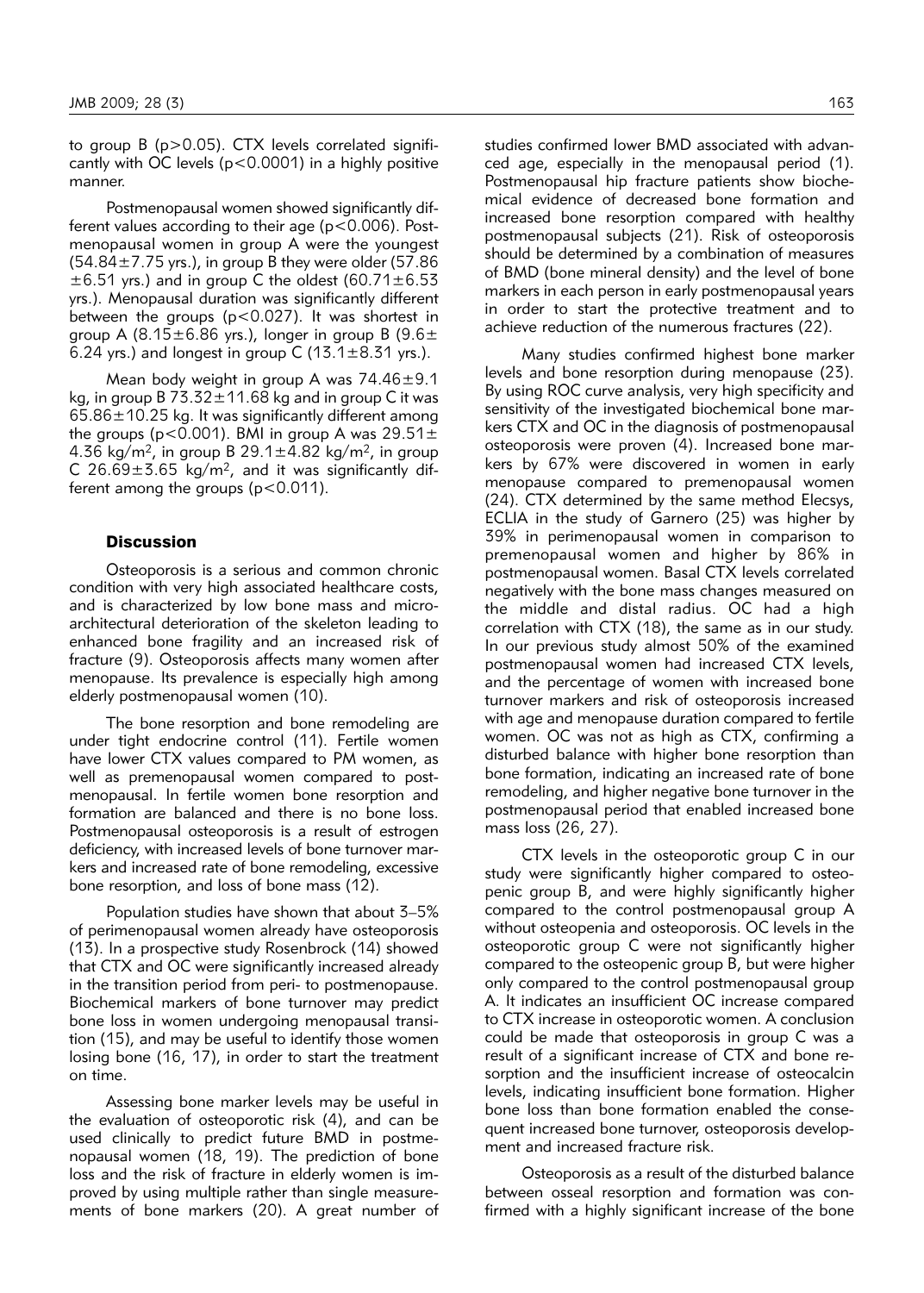to group B ($p>0.05$). CTX levels correlated significantly with OC levels ($p<0.0001$) in a highly positive manner.

Postmenopausal women showed significantly different values according to their age ($p<0.006$). Postmenopausal women in group A were the youngest ($54.84\pm7.75$ yrs.), in group B they were older ($57.86 \pm6.51$ yrs.) and in group C the oldest ($60.71\pm6.53$ yrs.). Menopausal duration was significantly different between the groups ($p<0.027$). It was shortest in group A ($8.15\pm6.86$ yrs.), longer in group B ($9.6\pm 6.24$ yrs.) and longest in group C ($13.1\pm8.31$ yrs.).

Mean body weight in group A was $74.46\pm9.1$ kg, in group B $73.32\pm11.68$ kg and in group C it was $65.86\pm10.25$ kg. It was significantly different among the groups ($p<0.001$). BMI in group A was $29.51\pm 4.36$ kg/m$^2$, in group B $29.1\pm4.82$ kg/m$^2$, in group C $26.69\pm3.65$ kg/m$^2$, and it was significantly different among the groups ($p<0.011$).

## Discussion

Osteoporosis is a serious and common chronic condition with very high associated healthcare costs, and is characterized by low bone mass and microarchitectural deterioration of the skeleton leading to enhanced bone fragility and an increased risk of fracture (9). Osteoporosis affects many women after menopause. Its prevalence is especially high among elderly postmenopausal women (10).

The bone resorption and bone remodeling are under tight endocrine control (11). Fertile women have lower CTX values compared to PM women, as well as premenopausal women compared to postmenopausal. In fertile women bone resorption and formation are balanced and there is no bone loss. Postmenopausal osteoporosis is a result of estrogen deficiency, with increased levels of bone turnover markers and increased rate of bone remodeling, excessive bone resorption, and loss of bone mass (12).

Population studies have shown that about 3–5% of perimenopausal women already have osteoporosis (13). In a prospective study Rosenbrock (14) showed that CTX and OC were significantly increased already in the transition period from peri- to postmenopause. Biochemical markers of bone turnover may predict bone loss in women undergoing menopausal transition (15), and may be useful to identify those women losing bone (16, 17), in order to start the treatment on time.

Assessing bone marker levels may be useful in the evaluation of osteoporotic risk (4), and can be used clinically to predict future BMD in postmenopausal women (18, 19). The prediction of bone loss and the risk of fracture in elderly women is improved by using multiple rather than single measurements of bone markers (20). A great number of studies confirmed lower BMD associated with advanced age, especially in the menopausal period (1). Postmenopausal hip fracture patients show biochemical evidence of decreased bone formation and increased bone resorption compared with healthy postmenopausal subjects (21). Risk of osteoporosis should be determined by a combination of measures of BMD (bone mineral density) and the level of bone markers in each person in early postmenopausal years in order to start the protective treatment and to achieve reduction of the numerous fractures (22).

Many studies confirmed highest bone marker levels and bone resorption during menopause (23). By using ROC curve analysis, very high specificity and sensitivity of the investigated biochemical bone markers CTX and OC in the diagnosis of postmenopausal osteoporosis were proven (4). Increased bone markers by 67% were discovered in women in early menopause compared to premenopausal women (24). CTX determined by the same method Elecsys, ECLIA in the study of Garnero (25) was higher by 39% in perimenopausal women in comparison to premenopausal women and higher by 86% in postmenopausal women. Basal CTX levels correlated negatively with the bone mass changes measured on the middle and distal radius. OC had a high correlation with CTX (18), the same as in our study. In our previous study almost 50% of the examined postmenopausal women had increased CTX levels, and the percentage of women with increased bone turnover markers and risk of osteoporosis increased with age and menopause duration compared to fertile women. OC was not as high as CTX, confirming a disturbed balance with higher bone resorption than bone formation, indicating an increased rate of bone remodeling, and higher negative bone turnover in the postmenopausal period that enabled increased bone mass loss (26, 27).

CTX levels in the osteoporotic group C in our study were significantly higher compared to osteopenic group B, and were highly significantly higher compared to the control postmenopausal group A without osteopenia and osteoporosis. OC levels in the osteoporotic group C were not significantly higher compared to the osteopenic group B, but were higher only compared to the control postmenopausal group A. It indicates an insufficient OC increase compared to CTX increase in osteoporotic women. A conclusion could be made that osteoporosis in group C was a result of a significant increase of CTX and bone resorption and the insufficient increase of osteocalcin levels, indicating insufficient bone formation. Higher bone loss than bone formation enabled the consequent increased bone turnover, osteoporosis development and increased fracture risk.

Osteoporosis as a result of the disturbed balance between osseal resorption and formation was confirmed with a highly significant increase of the bone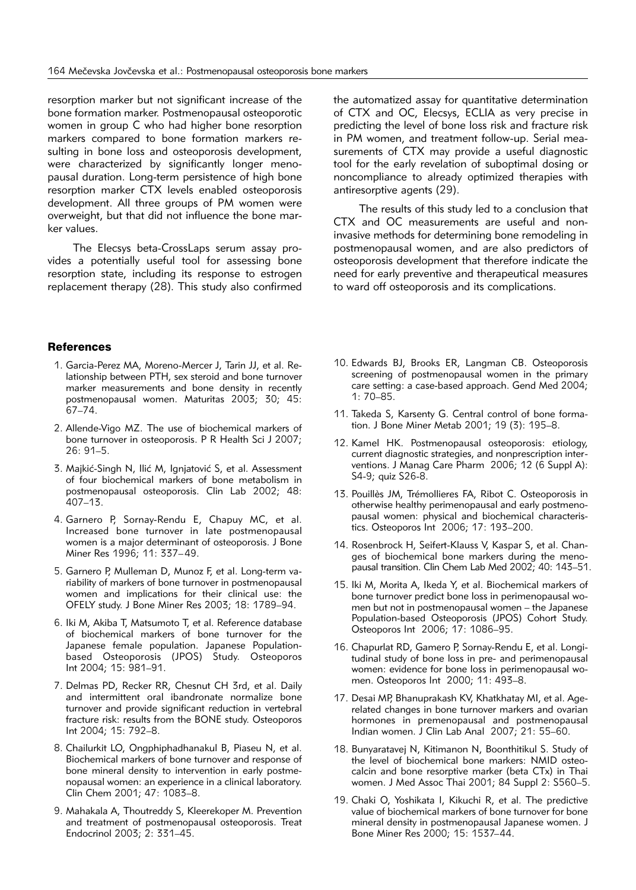resorption marker but not significant increase of the bone formation marker. Postmenopausal osteoporotic women in group C who had higher bone resorption markers compared to bone formation markers resulting in bone loss and osteoporosis development, were characterized by significantly longer menopausal duration. Long-term persistence of high bone resorption marker CTX levels enabled osteoporosis development. All three groups of PM women were overweight, but that did not influence the bone marker values.

The Elecsys beta-CrossLaps serum assay provides a potentially useful tool for assessing bone resorption state, including its response to estrogen replacement therapy (28). This study also confirmed the automatized assay for quantitative determination of CTX and OC, Elecsys, ECLIA as very precise in predicting the level of bone loss risk and fracture risk in PM women, and treatment follow-up. Serial measurements of CTX may provide a useful diagnostic tool for the early revelation of suboptimal dosing or noncompliance to already optimized therapies with antiresorptive agents (29).

The results of this study led to a conclusion that CTX and OC measurements are useful and noninvasive methods for determining bone remodeling in postmenopausal women, and are also predictors of osteoporosis development that therefore indicate the need for early preventive and therapeutical measures to ward off osteoporosis and its complications.

## References

1. Garcia-Perez MA, Moreno-Mercer J, Tarin JJ, et al. Relationship between PTH, sex steroid and bone turnover marker measurements and bone density in recently postmenopausal women. Maturitas 2003; 30; 45: 67–74.
2. Allende-Vigo MZ. The use of biochemical markers of bone turnover in osteoporosis. P R Health Sci J 2007; 26: 91–5.
3. Majkić-Singh N, Ilić M, Ignjatović S, et al. Assessment of four biochemical markers of bone metabolism in postmenopausal osteoporosis. Clin Lab 2002; 48: 407–13.
4. Garnero P, Sornay-Rendu E, Chapuy MC, et al. Increased bone turnover in late postmenopausal women is a major determinant of osteoporosis. J Bone Miner Res 1996; 11: 337–49.
5. Garnero P, Mulleman D, Munoz F, et al. Long-term variability of markers of bone turnover in postmenopausal women and implications for their clinical use: the OFELY study. J Bone Miner Res 2003; 18: 1789–94.
6. Iki M, Akiba T, Matsumoto T, et al. Reference database of biochemical markers of bone turnover for the Japanese female population. Japanese Population-based Osteoporosis (JPOS) Study. Osteoporos Int 2004; 15: 981–91.
7. Delmas PD, Recker RR, Chesnut CH 3rd, et al. Daily and intermittent oral ibandronate normalize bone turnover and provide significant reduction in vertebral fracture risk: results from the BONE study. Osteoporos Int 2004; 15: 792–8.
8. Chailurkit LO, Ongphiphadhanakul B, Piaseu N, et al. Biochemical markers of bone turnover and response of bone mineral density to intervention in early postmenopausal women: an experience in a clinical laboratory. Clin Chem 2001; 47: 1083–8.
9. Mahakala A, Thoutreddy S, Kleerekoper M. Prevention and treatment of postmenopausal osteoporosis. Treat Endocrinol 2003; 2: 331–45.
10. Edwards BJ, Brooks ER, Langman CB. Osteoporosis screening of postmenopausal women in the primary care setting: a case-based approach. Gend Med 2004; 1: 70–85.
11. Takeda S, Karsenty G. Central control of bone formation. J Bone Miner Metab 2001; 19 (3): 195–8.
12. Kamel HK. Postmenopausal osteoporosis: etiology, current diagnostic strategies, and nonprescription interventions. J Manag Care Pharm 2006; 12 (6 Suppl A): S4-9; quiz S26-8.
13. Pouillès JM, Trémollieres FA, Ribot C. Osteoporosis in otherwise healthy perimenopausal and early postmenopausal women: physical and biochemical characteristics. Osteoporos Int 2006; 17: 193–200.
14. Rosenbrock H, Seifert-Klauss V, Kaspar S, et al. Changes of biochemical bone markers during the menopausal transition. Clin Chem Lab Med 2002; 40: 143–51.
15. Iki M, Morita A, Ikeda Y, et al. Biochemical markers of bone turnover predict bone loss in perimenopausal women but not in postmenopausal women – the Japanese Population-based Osteoporosis (JPOS) Cohort Study. Osteoporos Int 2006; 17: 1086–95.
16. Chapurlat RD, Gamero P, Sornay-Rendu E, et al. Longitudinal study of bone loss in pre- and perimenopausal women: evidence for bone loss in perimenopausal women. Osteoporos Int 2000; 11: 493–8.
17. Desai MP, Bhanuprakash KV, Khatkhatay MI, et al. Age-related changes in bone turnover markers and ovarian hormones in premenopausal and postmenopausal Indian women. J Clin Lab Anal 2007; 21: 55–60.
18. Bunyaratavej N, Kitimanon N, Boonthitikul S. Study of the level of biochemical bone markers: NMID osteocalcin and bone resorptive marker (beta CTx) in Thai women. J Med Assoc Thai 2001; 84 Suppl 2: S560–5.
19. Chaki O, Yoshikata I, Kikuchi R, et al. The predictive value of biochemical markers of bone turnover for bone mineral density in postmenopausal Japanese women. J Bone Miner Res 2000; 15: 1537–44.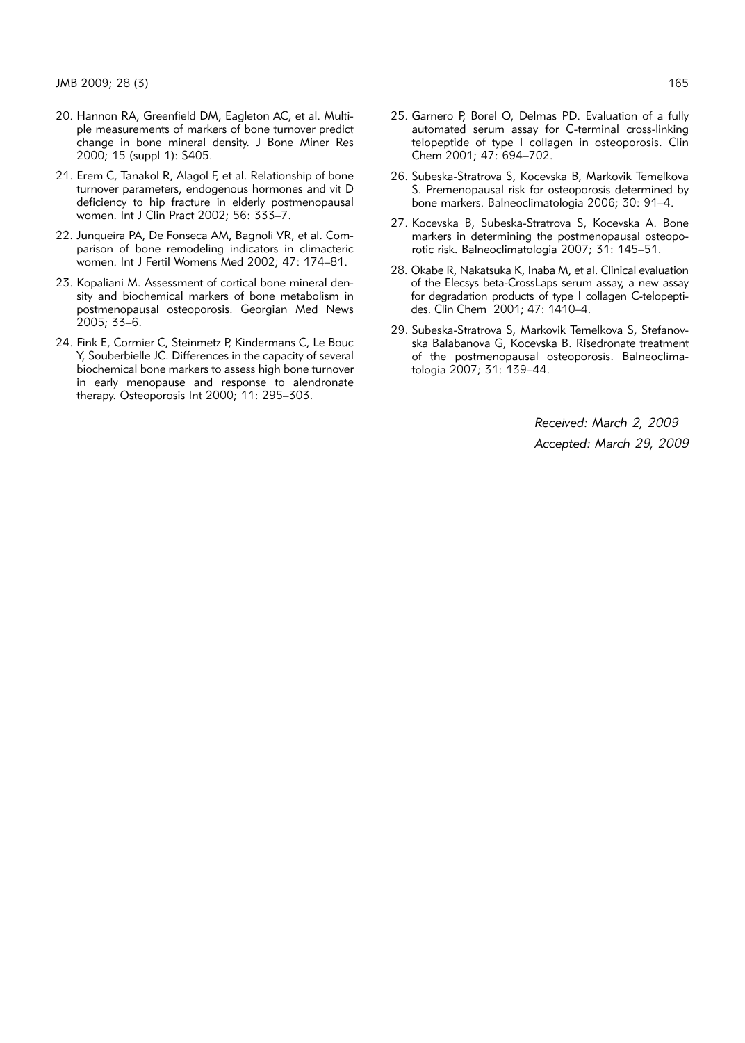20. Hannon RA, Greenfield DM, Eagleton AC, et al. Multiple measurements of markers of bone turnover predict change in bone mineral density. J Bone Miner Res 2000; 15 (suppl 1): S405.

21. Erem C, Tanakol R, Alagol F, et al. Relationship of bone turnover parameters, endogenous hormones and vit D deficiency to hip fracture in elderly postmenopausal women. Int J Clin Pract 2002; 56: 333–7.

22. Junqueira PA, De Fonseca AM, Bagnoli VR, et al. Comparison of bone remodeling indicators in climacteric women. Int J Fertil Womens Med 2002; 47: 174–81.

23. Kopaliani M. Assessment of cortical bone mineral density and biochemical markers of bone metabolism in postmenopausal osteoporosis. Georgian Med News 2005; 33–6.

24. Fink E, Cormier C, Steinmetz P, Kindermans C, Le Bouc Y, Souberbielle JC. Differences in the capacity of several biochemical bone markers to assess high bone turnover in early menopause and response to alendronate therapy. Osteoporosis Int 2000; 11: 295–303.

25. Garnero P, Borel O, Delmas PD. Evaluation of a fully automated serum assay for C-terminal cross-linking telopeptide of type I collagen in osteoporosis. Clin Chem 2001; 47: 694–702.

26. Subeska-Stratrova S, Kocevska B, Markovik Temelkova S. Premenopausal risk for osteoporosis determined by bone markers. Balneoclimatologia 2006; 30: 91–4.

27. Kocevska B, Subeska-Stratrova S, Kocevska A. Bone markers in determining the postmenopausal osteoporotic risk. Balneoclimatologia 2007; 31: 145–51.

28. Okabe R, Nakatsuka K, Inaba M, et al. Clinical evaluation of the Elecsys beta-CrossLaps serum assay, a new assay for degradation products of type I collagen C-telopeptides. Clin Chem 2001; 47: 1410–4.

29. Subeska-Stratrova S, Markovik Temelkova S, Stefanovska Balabanova G, Kocevska B. Risedronate treatment of the postmenopausal osteoporosis. Balneoclimatologia 2007; 31: 139–44.

*Received: March 2, 2009*
*Accepted: March 29, 2009*